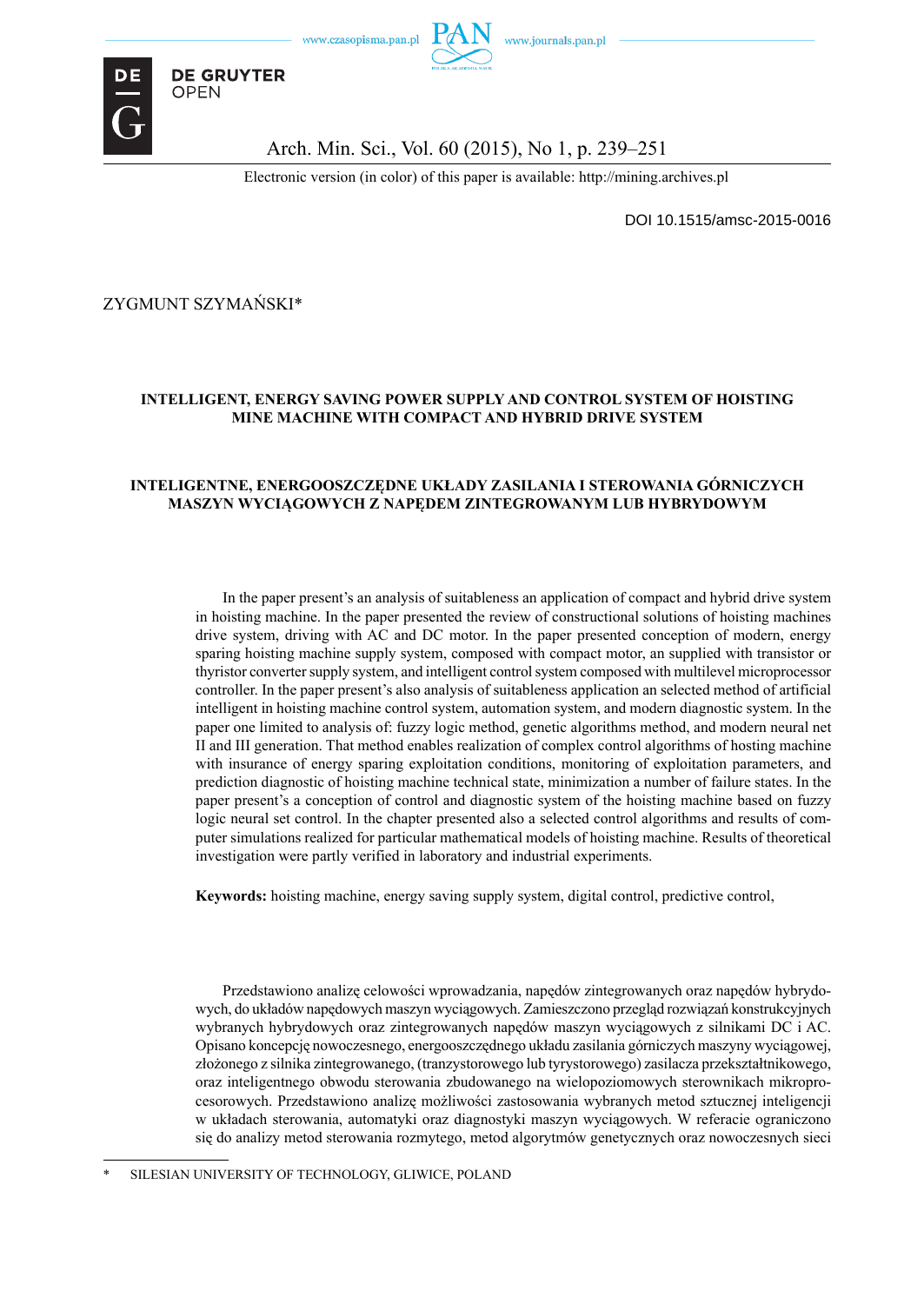Electronic version (in color) of this paper is available: http://mining.archives.pl

DOI 10.1515/amsc-2015-0016

ZYGMUNT SZYMAŃSKI*

# INTELLIGENT, ENERGY SAVING POWER SUPPLY AND CONTROL SYSTEM OF HOISTING MINE MACHINE WITH COMPACT AND HYBRID DRIVE SYSTEM

# INTELIGENTNE, ENERGOOSZCZĘDNE UKŁADY ZASILANIA I STEROWANIA GÓRNICZYCH MASZYN WYCIĄGOWYCH Z NAPĘDEM ZINTEGROWANYM LUB HYBRYDOWYM

In the paper present's an analysis of suitableness an application of compact and hybrid drive system in hoisting machine. In the paper presented the review of constructional solutions of hoisting machines drive system, driving with AC and DC motor. In the paper presented conception of modern, energy sparing hoisting machine supply system, composed with compact motor, an supplied with transistor or thyristor converter supply system, and intelligent control system composed with multilevel microprocessor controller. In the paper present's also analysis of suitableness application an selected method of artificial intelligent in hoisting machine control system, automation system, and modern diagnostic system. In the paper one limited to analysis of: fuzzy logic method, genetic algorithms method, and modern neural net II and III generation. That method enables realization of complex control algorithms of hosting machine with insurance of energy sparing exploitation conditions, monitoring of exploitation parameters, and prediction diagnostic of hoisting machine technical state, minimization a number of failure states. In the paper present's a conception of control and diagnostic system of the hoisting machine based on fuzzy logic neural set control. In the chapter presented also a selected control algorithms and results of computer simulations realized for particular mathematical models of hoisting machine. Results of theoretical investigation were partly verified in laboratory and industrial experiments.

**Keywords:** hoisting machine, energy saving supply system, digital control, predictive control,

Przedstawiono analizę celowości wprowadzania, napędów zintegrowanych oraz napędów hybrydowych, do układów napędowych maszyn wyciągowych. Zamieszczono przegląd rozwiązań konstrukcyjnych wybranych hybrydowych oraz zintegrowanych napędów maszyn wyciągowych z silnikami DC i AC. Opisano koncepcję nowoczesnego, energooszczędnego układu zasilania górniczych maszyny wyciągowej, złożonego z silnika zintegrowanego, (tranzystorowego lub tyrystorowego) zasilacza przekształtnikowego, oraz inteligentnego obwodu sterowania zbudowanego na wielopoziomowych sterownikach mikroprocesorowych. Przedstawiono analizę możliwości zastosowania wybranych metod sztucznej inteligencji w układach sterowania, automatyki oraz diagnostyki maszyn wyciągowych. W referacie ograniczono się do analizy metod sterowania rozmytego, metod algorytmów genetycznych oraz nowoczesnych sieci

---

* SILESIAN UNIVERSITY OF TECHNOLOGY, GLIWICE, POLAND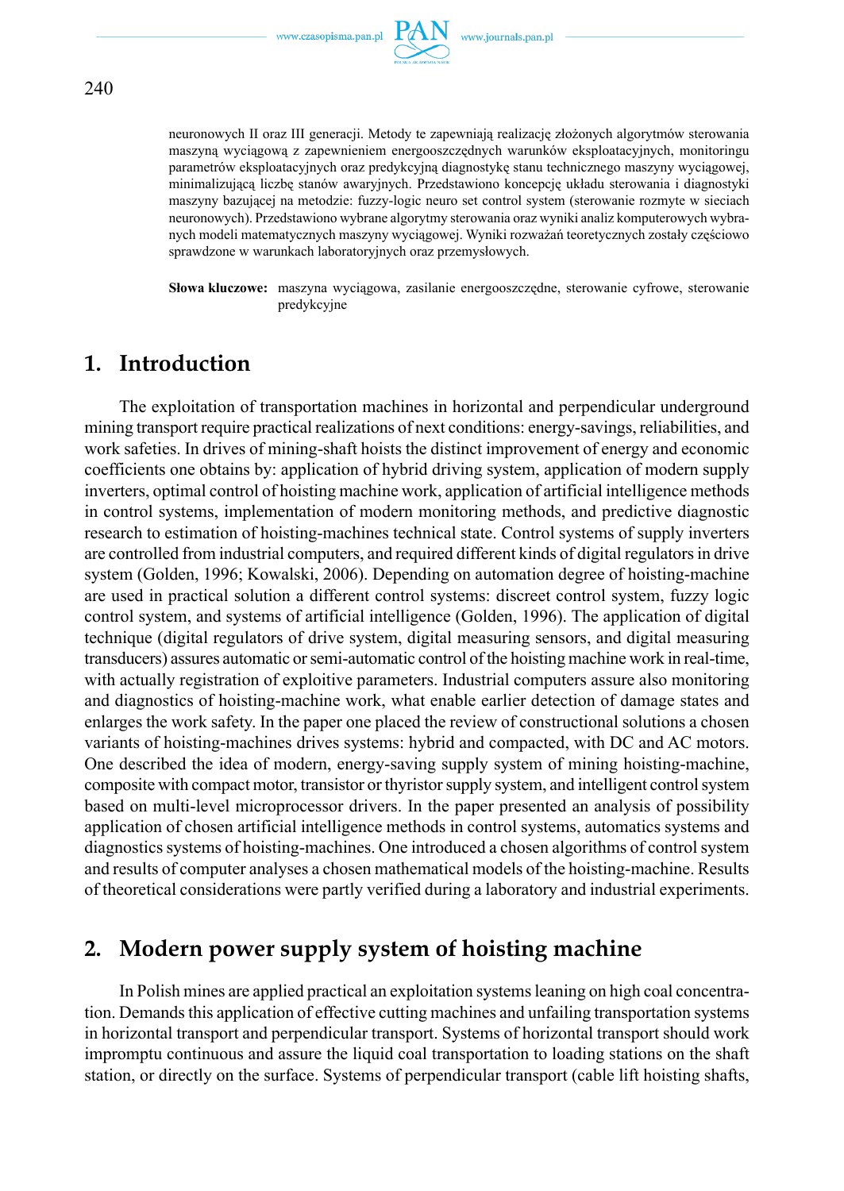neuronowych II oraz III generacji. Metody te zapewniają realizację złożonych algorytmów sterowania maszyną wyciągową z zapewnieniem energooszczędnych warunków eksploatacyjnych, monitoringu parametrów eksploatacyjnych oraz predykcyjną diagnostykę stanu technicznego maszyny wyciągowej, minimalizującą liczbę stanów awaryjnych. Przedstawiono koncepcję układu sterowania i diagnostyki maszyny bazującej na metodzie: fuzzy-logic neuro set control system (sterowanie rozmyte w sieciach neuronowych). Przedstawiono wybrane algorytmy sterowania oraz wyniki analiz komputerowych wybranych modeli matematycznych maszyny wyciągowej. Wyniki rozważań teoretycznych zostały częściowo sprawdzone w warunkach laboratoryjnych oraz przemysłowych.

**Słowa kluczowe:** maszyna wyciągowa, zasilanie energooszczędne, sterowanie cyfrowe, sterowanie predykcyjne

## 1. Introduction

The exploitation of transportation machines in horizontal and perpendicular underground mining transport require practical realizations of next conditions: energy-savings, reliabilities, and work safeties. In drives of mining-shaft hoists the distinct improvement of energy and economic coefficients one obtains by: application of hybrid driving system, application of modern supply inverters, optimal control of hoisting machine work, application of artificial intelligence methods in control systems, implementation of modern monitoring methods, and predictive diagnostic research to estimation of hoisting-machines technical state. Control systems of supply inverters are controlled from industrial computers, and required different kinds of digital regulators in drive system (Golden, 1996; Kowalski, 2006). Depending on automation degree of hoisting-machine are used in practical solution a different control systems: discreet control system, fuzzy logic control system, and systems of artificial intelligence (Golden, 1996). The application of digital technique (digital regulators of drive system, digital measuring sensors, and digital measuring transducers) assures automatic or semi-automatic control of the hoisting machine work in real-time, with actually registration of exploitive parameters. Industrial computers assure also monitoring and diagnostics of hoisting-machine work, what enable earlier detection of damage states and enlarges the work safety. In the paper one placed the review of constructional solutions a chosen variants of hoisting-machines drives systems: hybrid and compacted, with DC and AC motors. One described the idea of modern, energy-saving supply system of mining hoisting-machine, composite with compact motor, transistor or thyristor supply system, and intelligent control system based on multi-level microprocessor drivers. In the paper presented an analysis of possibility application of chosen artificial intelligence methods in control systems, automatics systems and diagnostics systems of hoisting-machines. One introduced a chosen algorithms of control system and results of computer analyses a chosen mathematical models of the hoisting-machine. Results of theoretical considerations were partly verified during a laboratory and industrial experiments.

## 2. Modern power supply system of hoisting machine

In Polish mines are applied practical an exploitation systems leaning on high coal concentration. Demands this application of effective cutting machines and unfailing transportation systems in horizontal transport and perpendicular transport. Systems of horizontal transport should work impromptu continuous and assure the liquid coal transportation to loading stations on the shaft station, or directly on the surface. Systems of perpendicular transport (cable lift hoisting shafts,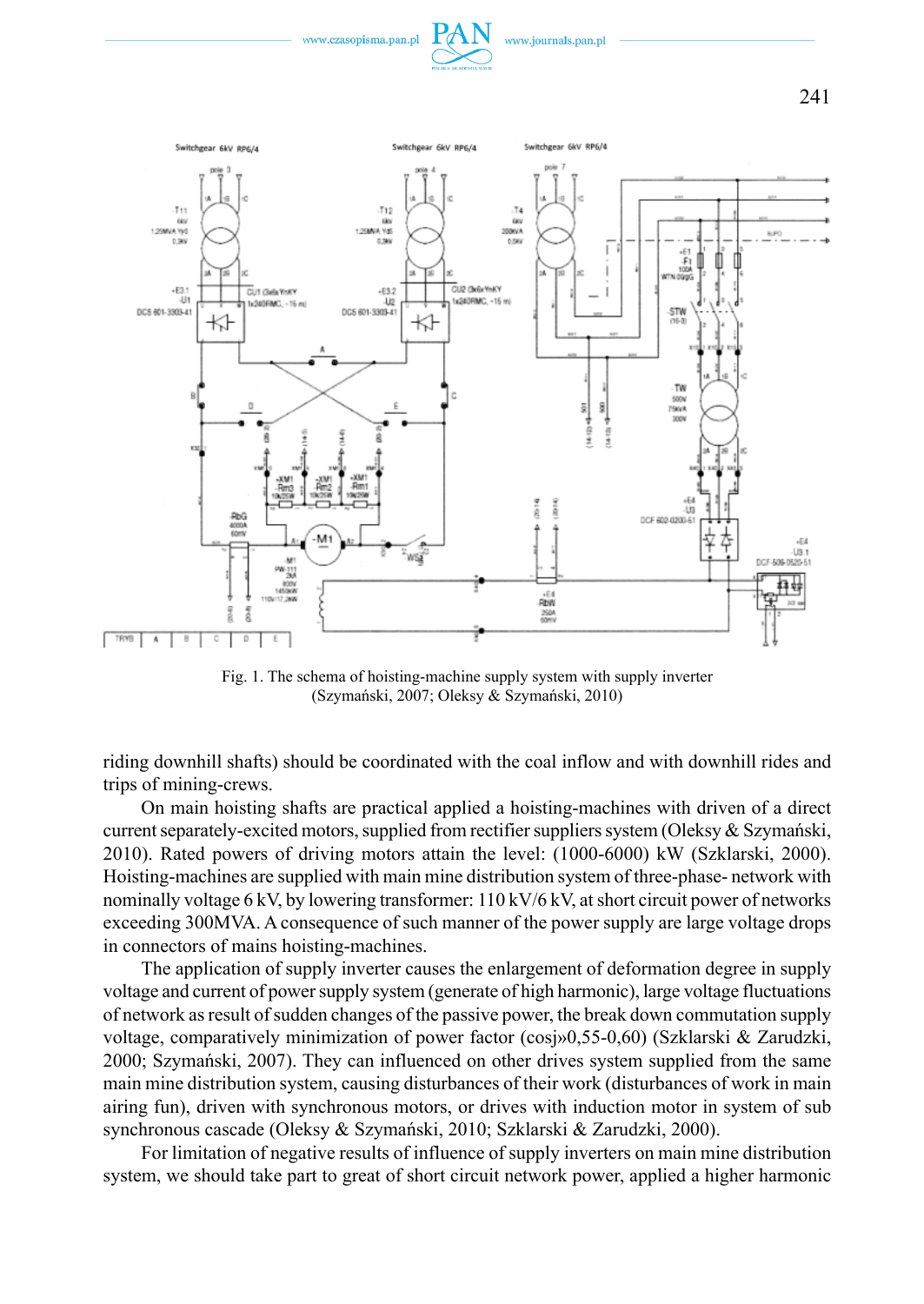Fig. 1. The schema of hoisting-machine supply system with supply inverter (Szymański, 2007; Oleksy & Szymański, 2010)

riding downhill shafts) should be coordinated with the coal inflow and with downhill rides and trips of mining-crews.

On main hoisting shafts are practical applied a hoisting-machines with driven of a direct current separately-excited motors, supplied from rectifier suppliers system (Oleksy & Szymański, 2010). Rated powers of driving motors attain the level: (1000-6000) kW (Szklarski, 2000). Hoisting-machines are supplied with main mine distribution system of three-phase- network with nominally voltage 6 kV, by lowering transformer: 110 kV/6 kV, at short circuit power of networks exceeding 300MVA. A consequence of such manner of the power supply are large voltage drops in connectors of mains hoisting-machines.

The application of supply inverter causes the enlargement of deformation degree in supply voltage and current of power supply system (generate of high harmonic), large voltage fluctuations of network as result of sudden changes of the passive power, the break down commutation supply voltage, comparatively minimization of power factor (cosj»0,55-0,60) (Szklarski & Zarudzki, 2000; Szymański, 2007). They can influenced on other drives system supplied from the same main mine distribution system, causing disturbances of their work (disturbances of work in main airing fun), driven with synchronous motors, or drives with induction motor in system of sub synchronous cascade (Oleksy & Szymański, 2010; Szklarski & Zarudzki, 2000).

For limitation of negative results of influence of supply inverters on main mine distribution system, we should take part to great of short circuit network power, applied a higher harmonic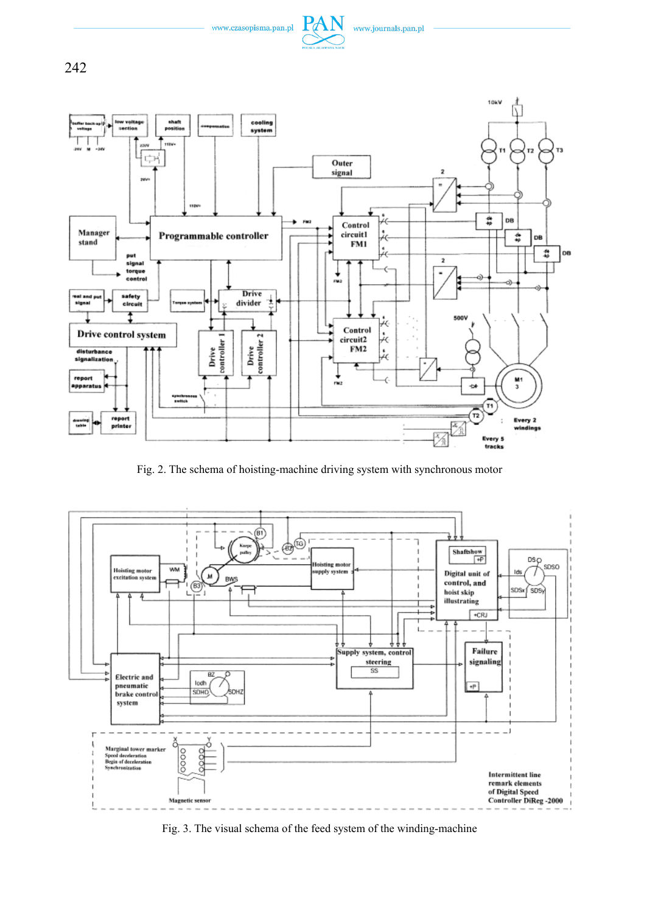Fig. 2. The schema of hoisting-machine driving system with synchronous motor

Fig. 3. The visual schema of the feed system of the winding-machine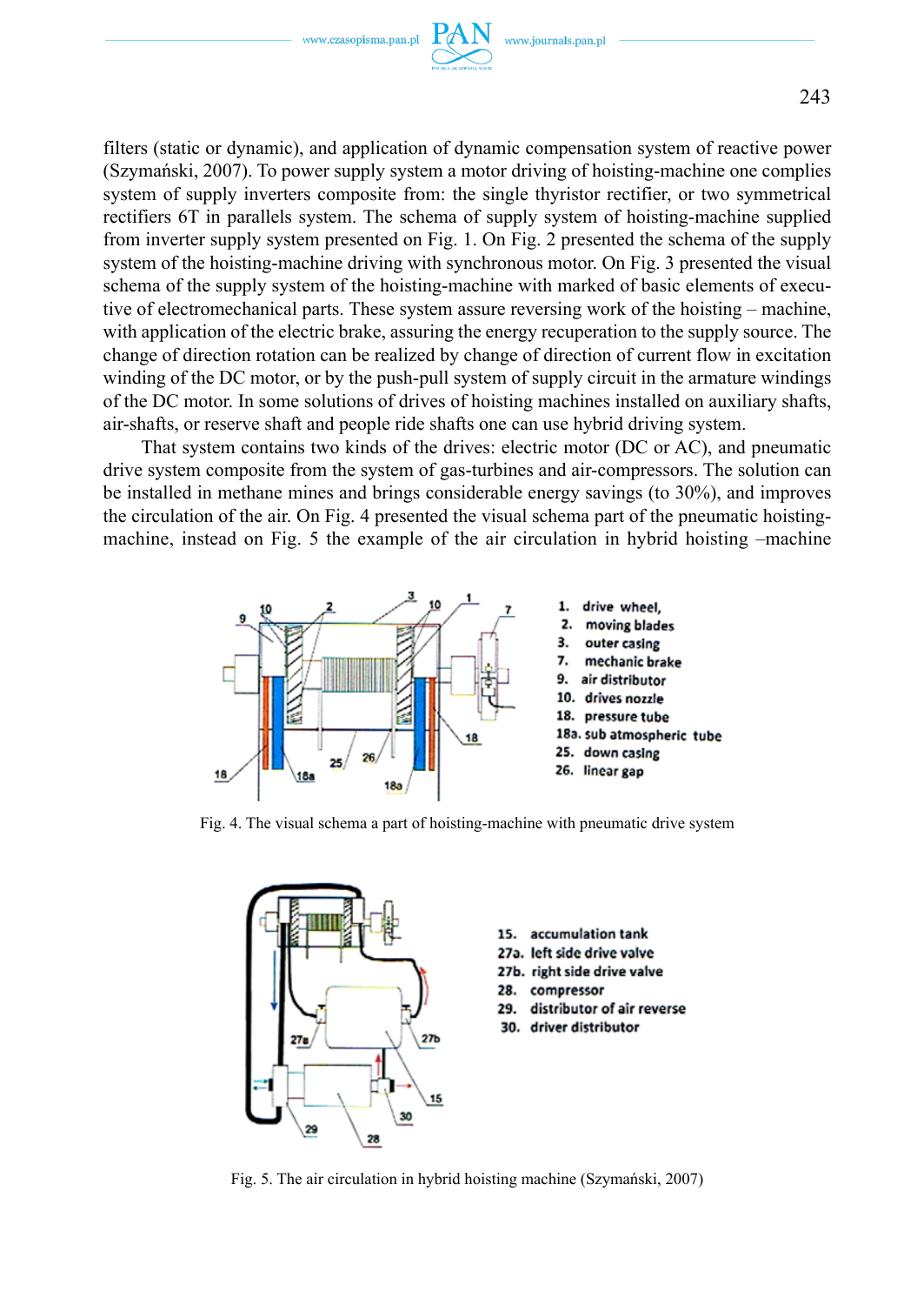filters (static or dynamic), and application of dynamic compensation system of reactive power (Szymański, 2007). To power supply system a motor driving of hoisting-machine one complies system of supply inverters composite from: the single thyristor rectifier, or two symmetrical rectifiers 6T in parallels system. The schema of supply system of hoisting-machine supplied from inverter supply system presented on Fig. 1. On Fig. 2 presented the schema of the supply system of the hoisting-machine driving with synchronous motor. On Fig. 3 presented the visual schema of the supply system of the hoisting-machine with marked of basic elements of executive of electromechanical parts. These system assure reversing work of the hoisting – machine, with application of the electric brake, assuring the energy recuperation to the supply source. The change of direction rotation can be realized by change of direction of current flow in excitation winding of the DC motor, or by the push-pull system of supply circuit in the armature windings of the DC motor. In some solutions of drives of hoisting machines installed on auxiliary shafts, air-shafts, or reserve shaft and people ride shafts one can use hybrid driving system.

That system contains two kinds of the drives: electric motor (DC or AC), and pneumatic drive system composite from the system of gas-turbines and air-compressors. The solution can be installed in methane mines and brings considerable energy savings (to 30%), and improves the circulation of the air. On Fig. 4 presented the visual schema part of the pneumatic hoisting-machine, instead on Fig. 5 the example of the air circulation in hybrid hoisting –machine

1. drive wheel,
2. moving blades
3. outer casing
7. mechanic brake
9. air distributor
10. drives nozzle
18. pressure tube
18a. sub atmospheric tube
25. down casing
26. linear gap

Fig. 4. The visual schema a part of hoisting-machine with pneumatic drive system

15. accumulation tank
27a. left side drive valve
27b. right side drive valve
28. compressor
29. distributor of air reverse
30. driver distributor

Fig. 5. The air circulation in hybrid hoisting machine (Szymański, 2007)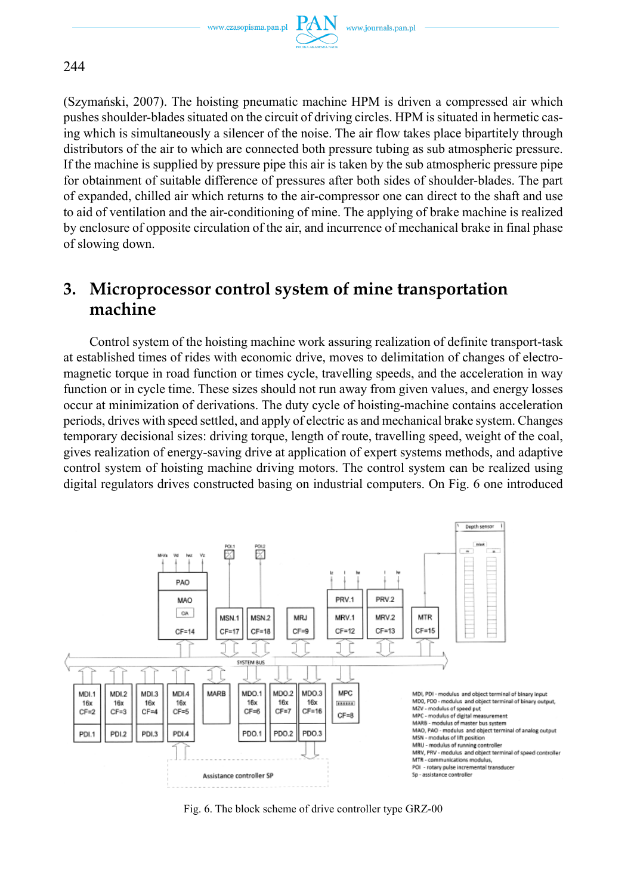(Szymański, 2007). The hoisting pneumatic machine HPM is driven a compressed air which pushes shoulder-blades situated on the circuit of driving circles. HPM is situated in hermetic casing which is simultaneously a silencer of the noise. The air flow takes place bipartitely through distributors of the air to which are connected both pressure tubing as sub atmospheric pressure. If the machine is supplied by pressure pipe this air is taken by the sub atmospheric pressure pipe for obtainment of suitable difference of pressures after both sides of shoulder-blades. The part of expanded, chilled air which returns to the air-compressor one can direct to the shaft and use to aid of ventilation and the air-conditioning of mine. The applying of brake machine is realized by enclosure of opposite circulation of the air, and incurrence of mechanical brake in final phase of slowing down.

## 3. Microprocessor control system of mine transportation machine

Control system of the hoisting machine work assuring realization of definite transport-task at established times of rides with economic drive, moves to delimitation of changes of electromagnetic torque in road function or times cycle, travelling speeds, and the acceleration in way function or in cycle time. These sizes should not run away from given values, and energy losses occur at minimization of derivations. The duty cycle of hoisting-machine contains acceleration periods, drives with speed settled, and apply of electric as and mechanical brake system. Changes temporary decisional sizes: driving torque, length of route, travelling speed, weight of the coal, gives realization of energy-saving drive at application of expert systems methods, and adaptive control system of hoisting machine driving motors. The control system can be realized using digital regulators drives constructed basing on industrial computers. On Fig. 6 one introduced

MDI, PDI - modulus and object terminal of binary input
MDO, PDO - modulus and object terminal of binary output,
MZV - modulus of speed put
MPC - modulus of digital measurement
MARB - modulus of master bus system
MAO, PAO - modulus and object terminal of analog output
MSN - modulus of lift position
MRJ - modulus of running controller
MRV, PRV - modulus and object terminal of speed controller
MTR - communications modulus,
POI - rotary pulse incremental transducer
Sp - assistance controller

Fig. 6. The block scheme of drive controller type GRZ-00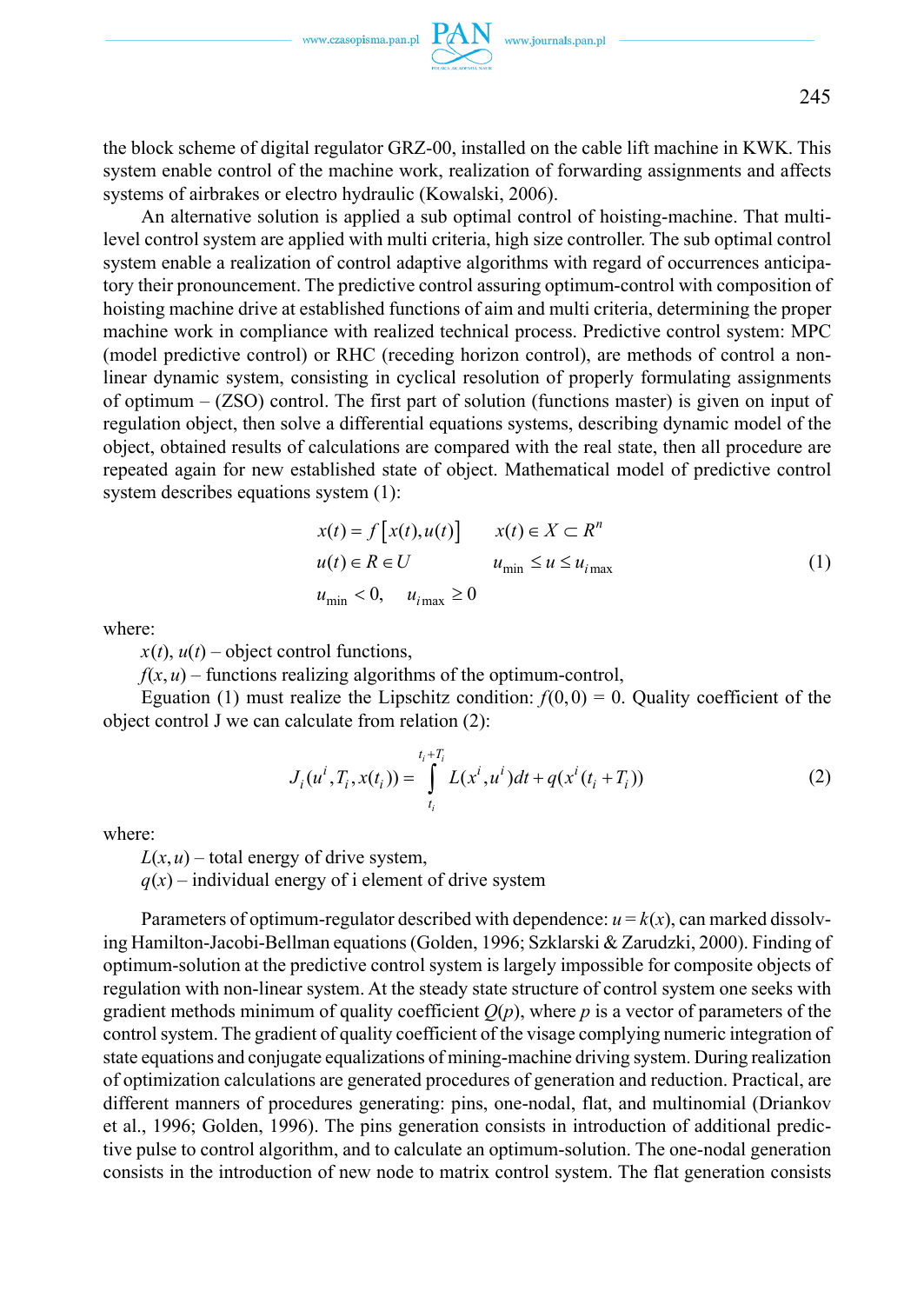the block scheme of digital regulator GRZ-00, installed on the cable lift machine in KWK. This system enable control of the machine work, realization of forwarding assignments and affects systems of airbrakes or electro hydraulic (Kowalski, 2006).

An alternative solution is applied a sub optimal control of hoisting-machine. That multi-level control system are applied with multi criteria, high size controller. The sub optimal control system enable a realization of control adaptive algorithms with regard of occurrences anticipatory their pronouncement. The predictive control assuring optimum-control with composition of hoisting machine drive at established functions of aim and multi criteria, determining the proper machine work in compliance with realized technical process. Predictive control system: MPC (model predictive control) or RHC (receding horizon control), are methods of control a non-linear dynamic system, consisting in cyclical resolution of properly formulating assignments of optimum – (ZSO) control. The first part of solution (functions master) is given on input of regulation object, then solve a differential equations systems, describing dynamic model of the object, obtained results of calculations are compared with the real state, then all procedure are repeated again for new established state of object. Mathematical model of predictive control system describes equations system (1):

$$
\begin{aligned}
&x(t) = f\left[x(t), u(t)\right] \qquad x(t) \in X \subset R^n \\
&u(t) \in R \in U \qquad\qquad u_{\min} \leq u \leq u_{i\max} \\
&u_{\min} < 0, \quad u_{i\max} \geq 0
\end{aligned}
\tag{1}
$$

where:

$x(t)$, $u(t)$ – object control functions,

$f(x, u)$ – functions realizing algorithms of the optimum-control,

Eguation (1) must realize the Lipschitz condition: $f(0,0) = 0$. Quality coefficient of the object control J we can calculate from relation (2):

$$
J_i(u^i, T_i, x(t_i)) = \int_{t_i}^{t_i+T_i} L(x^i, u^i)dt + q(x^i(t_i + T_i))
\tag{2}
$$

where:

$L(x,u)$ – total energy of drive system,

$q(x)$ – individual energy of i element of drive system

Parameters of optimum-regulator described with dependence: $u = k(x)$, can marked dissolving Hamilton-Jacobi-Bellman equations (Golden, 1996; Szklarski & Zarudzki, 2000). Finding of optimum-solution at the predictive control system is largely impossible for composite objects of regulation with non-linear system. At the steady state structure of control system one seeks with gradient methods minimum of quality coefficient $Q(p)$, where $p$ is a vector of parameters of the control system. The gradient of quality coefficient of the visage complying numeric integration of state equations and conjugate equalizations of mining-machine driving system. During realization of optimization calculations are generated procedures of generation and reduction. Practical, are different manners of procedures generating: pins, one-nodal, flat, and multinomial (Driankov et al., 1996; Golden, 1996). The pins generation consists in introduction of additional predictive pulse to control algorithm, and to calculate an optimum-solution. The one-nodal generation consists in the introduction of new node to matrix control system. The flat generation consists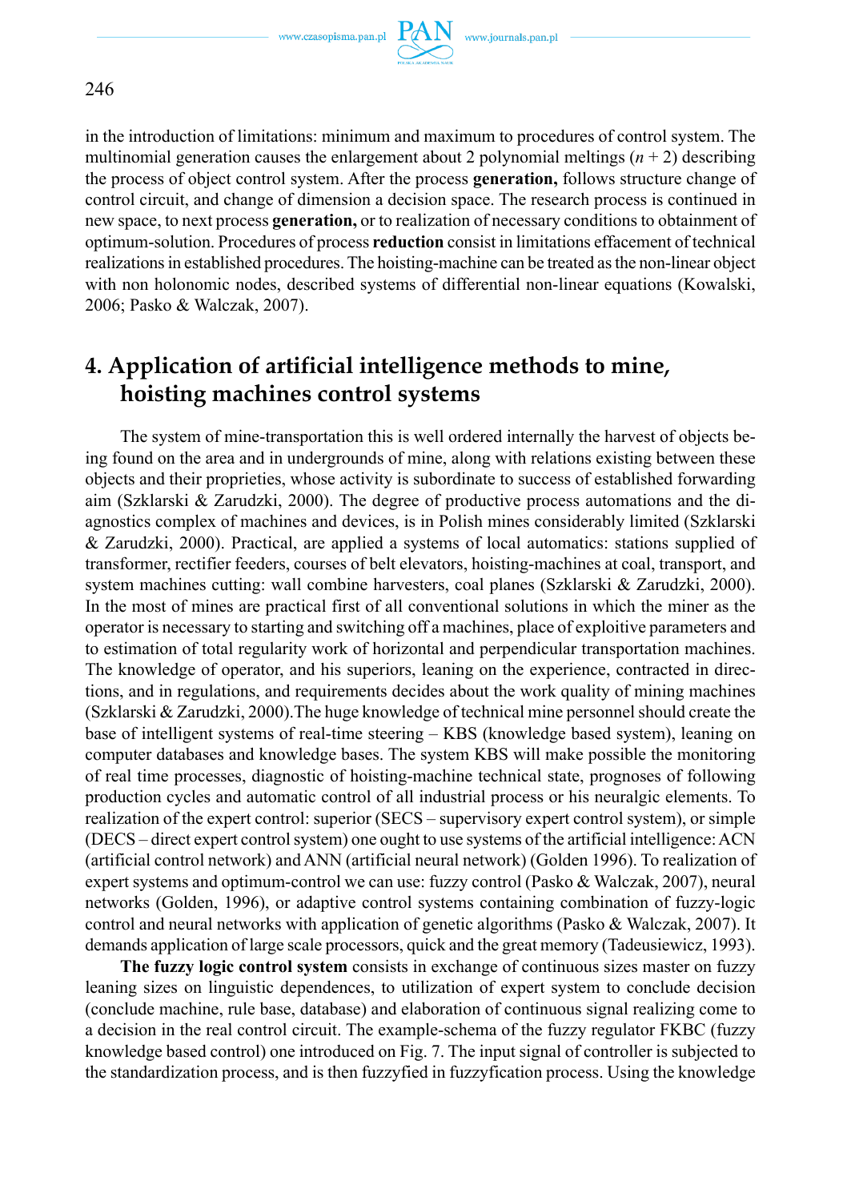in the introduction of limitations: minimum and maximum to procedures of control system. The multinomial generation causes the enlargement about 2 polynomial meltings ($n + 2$) describing the process of object control system. After the process **generation,** follows structure change of control circuit, and change of dimension a decision space. The research process is continued in new space, to next process **generation,** or to realization of necessary conditions to obtainment of optimum-solution. Procedures of process **reduction** consist in limitations effacement of technical realizations in established procedures. The hoisting-machine can be treated as the non-linear object with non holonomic nodes, described systems of differential non-linear equations (Kowalski, 2006; Pasko & Walczak, 2007).

## 4. Application of artificial intelligence methods to mine, hoisting machines control systems

The system of mine-transportation this is well ordered internally the harvest of objects being found on the area and in undergrounds of mine, along with relations existing between these objects and their proprieties, whose activity is subordinate to success of established forwarding aim (Szklarski & Zarudzki, 2000). The degree of productive process automations and the diagnostics complex of machines and devices, is in Polish mines considerably limited (Szklarski & Zarudzki, 2000). Practical, are applied a systems of local automatics: stations supplied of transformer, rectifier feeders, courses of belt elevators, hoisting-machines at coal, transport, and system machines cutting: wall combine harvesters, coal planes (Szklarski & Zarudzki, 2000). In the most of mines are practical first of all conventional solutions in which the miner as the operator is necessary to starting and switching off a machines, place of exploitive parameters and to estimation of total regularity work of horizontal and perpendicular transportation machines. The knowledge of operator, and his superiors, leaning on the experience, contracted in directions, and in regulations, and requirements decides about the work quality of mining machines (Szklarski & Zarudzki, 2000).The huge knowledge of technical mine personnel should create the base of intelligent systems of real-time steering – KBS (knowledge based system), leaning on computer databases and knowledge bases. The system KBS will make possible the monitoring of real time processes, diagnostic of hoisting-machine technical state, prognoses of following production cycles and automatic control of all industrial process or his neuralgic elements. To realization of the expert control: superior (SECS – supervisory expert control system), or simple (DECS – direct expert control system) one ought to use systems of the artificial intelligence: ACN (artificial control network) and ANN (artificial neural network) (Golden 1996). To realization of expert systems and optimum-control we can use: fuzzy control (Pasko & Walczak, 2007), neural networks (Golden, 1996), or adaptive control systems containing combination of fuzzy-logic control and neural networks with application of genetic algorithms (Pasko & Walczak, 2007). It demands application of large scale processors, quick and the great memory (Tadeusiewicz, 1993).

**The fuzzy logic control system** consists in exchange of continuous sizes master on fuzzy leaning sizes on linguistic dependences, to utilization of expert system to conclude decision (conclude machine, rule base, database) and elaboration of continuous signal realizing come to a decision in the real control circuit. The example-schema of the fuzzy regulator FKBC (fuzzy knowledge based control) one introduced on Fig. 7. The input signal of controller is subjected to the standardization process, and is then fuzzyfied in fuzzyfication process. Using the knowledge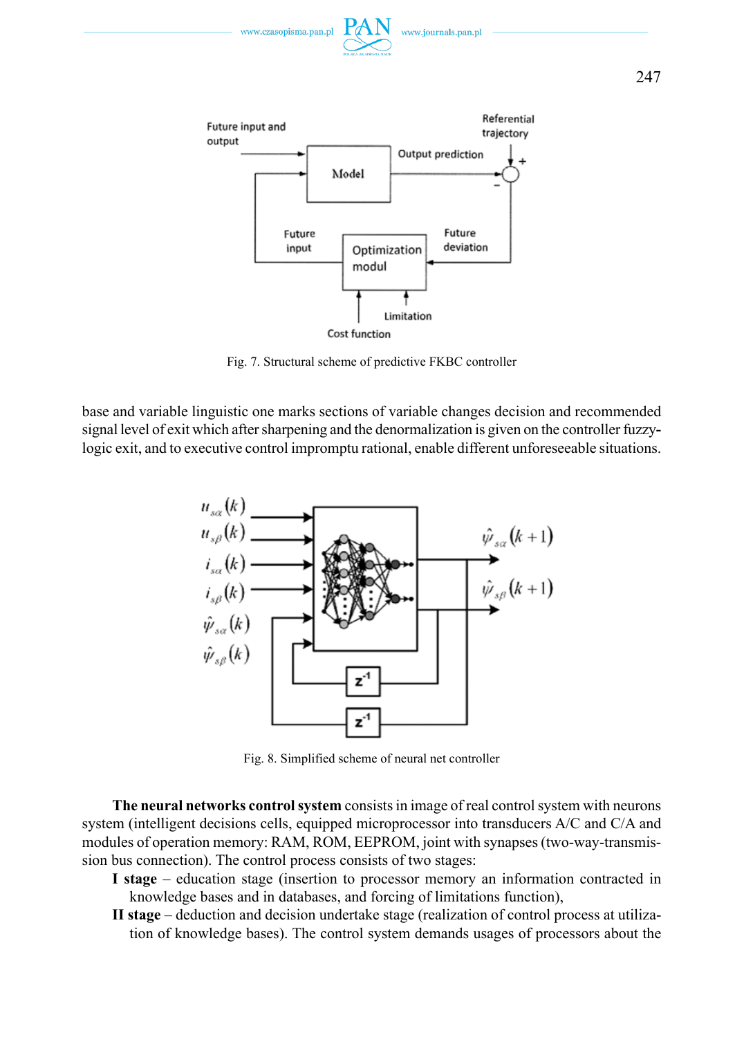Fig. 7. Structural scheme of predictive FKBC controller

base and variable linguistic one marks sections of variable changes decision and recommended signal level of exit which after sharpening and the denormalization is given on the controller fuzzy-logic exit, and to executive control impromptu rational, enable different unforeseeable situations.

Fig. 8. Simplified scheme of neural net controller

**The neural networks control system** consists in image of real control system with neurons system (intelligent decisions cells, equipped microprocessor into transducers A/C and C/A and modules of operation memory: RAM, ROM, EEPROM, joint with synapses (two-way-transmission bus connection). The control process consists of two stages:

**I stage** – education stage (insertion to processor memory an information contracted in knowledge bases and in databases, and forcing of limitations function),

**II stage** – deduction and decision undertake stage (realization of control process at utilization of knowledge bases). The control system demands usages of processors about the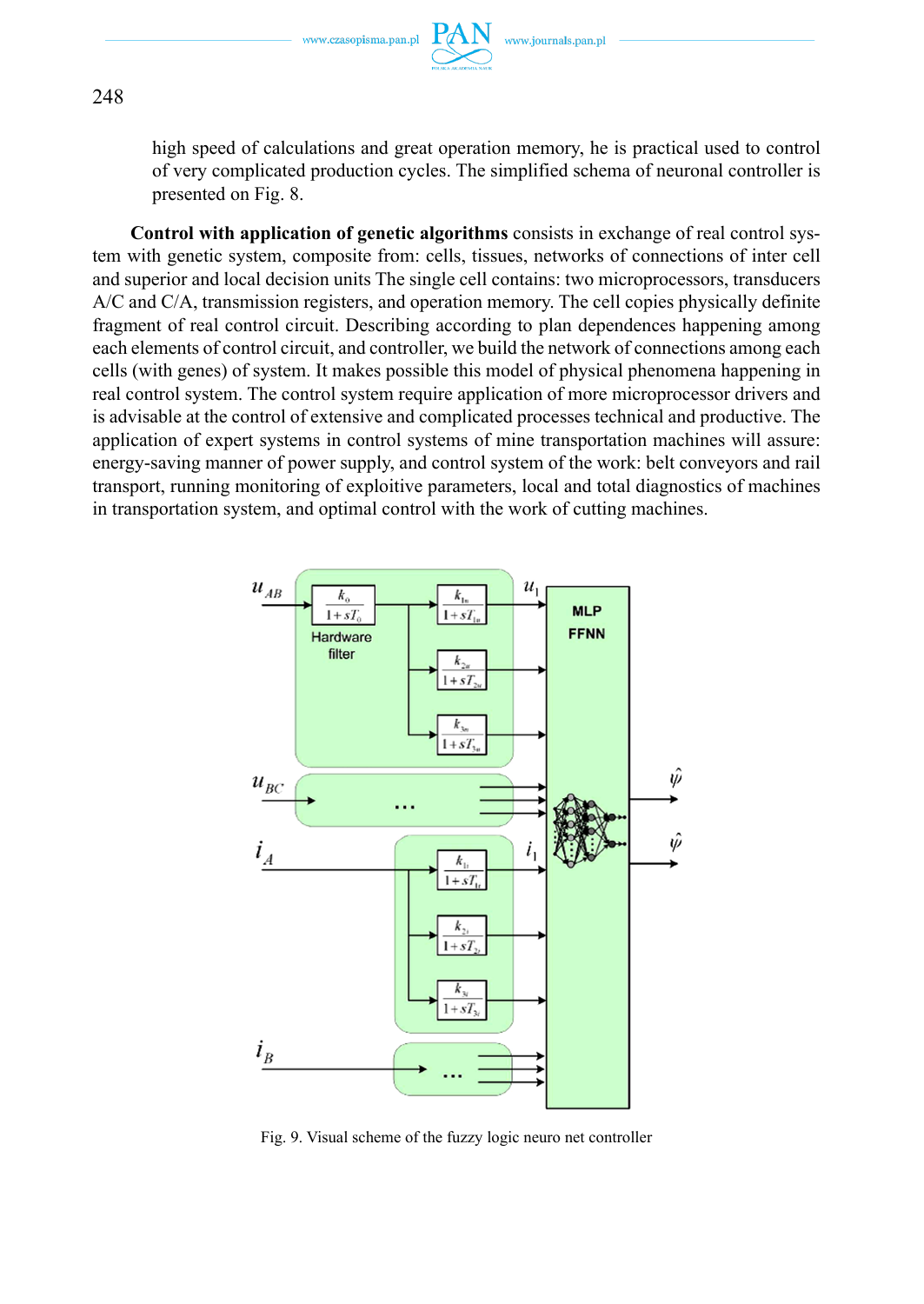high speed of calculations and great operation memory, he is practical used to control of very complicated production cycles. The simplified schema of neuronal controller is presented on Fig. 8.

**Control with application of genetic algorithms** consists in exchange of real control system with genetic system, composite from: cells, tissues, networks of connections of inter cell and superior and local decision units The single cell contains: two microprocessors, transducers A/C and C/A, transmission registers, and operation memory. The cell copies physically definite fragment of real control circuit. Describing according to plan dependences happening among each elements of control circuit, and controller, we build the network of connections among each cells (with genes) of system. It makes possible this model of physical phenomena happening in real control system. The control system require application of more microprocessor drivers and is advisable at the control of extensive and complicated processes technical and productive. The application of expert systems in control systems of mine transportation machines will assure: energy-saving manner of power supply, and control system of the work: belt conveyors and rail transport, running monitoring of exploitive parameters, local and total diagnostics of machines in transportation system, and optimal control with the work of cutting machines.

Fig. 9. Visual scheme of the fuzzy logic neuro net controller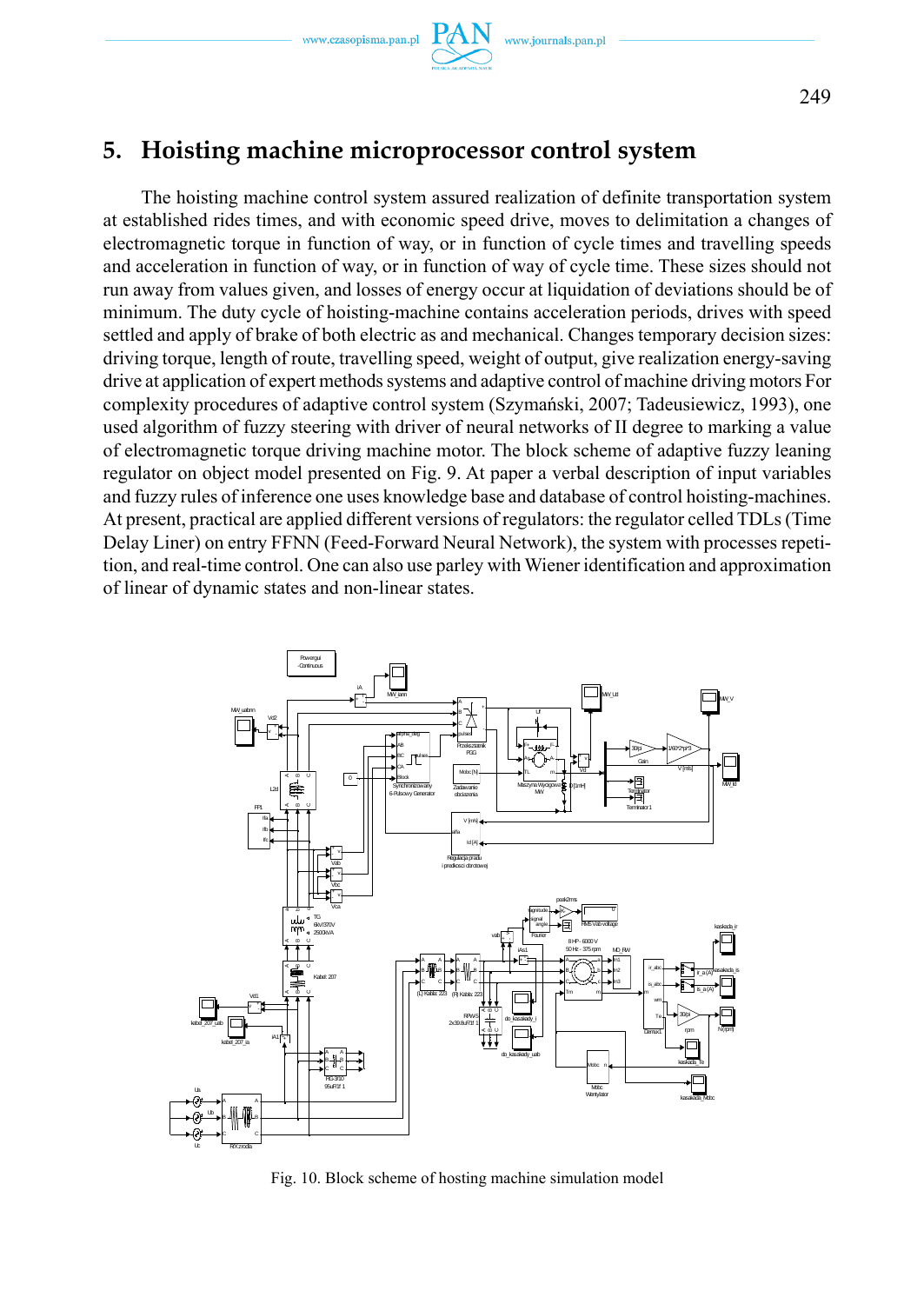## 5. Hoisting machine microprocessor control system

The hoisting machine control system assured realization of definite transportation system at established rides times, and with economic speed drive, moves to delimitation a changes of electromagnetic torque in function of way, or in function of cycle times and travelling speeds and acceleration in function of way, or in function of way of cycle time. These sizes should not run away from values given, and losses of energy occur at liquidation of deviations should be of minimum. The duty cycle of hoisting-machine contains acceleration periods, drives with speed settled and apply of brake of both electric as and mechanical. Changes temporary decision sizes: driving torque, length of route, travelling speed, weight of output, give realization energy-saving drive at application of expert methods systems and adaptive control of machine driving motors For complexity procedures of adaptive control system (Szymański, 2007; Tadeusiewicz, 1993), one used algorithm of fuzzy steering with driver of neural networks of II degree to marking a value of electromagnetic torque driving machine motor. The block scheme of adaptive fuzzy leaning regulator on object model presented on Fig. 9. At paper a verbal description of input variables and fuzzy rules of inference one uses knowledge base and database of control hoisting-machines. At present, practical are applied different versions of regulators: the regulator celled TDLs (Time Delay Liner) on entry FFNN (Feed-Forward Neural Network), the system with processes repetition, and real-time control. One can also use parley with Wiener identification and approximation of linear of dynamic states and non-linear states.

Fig. 10. Block scheme of hosting machine simulation model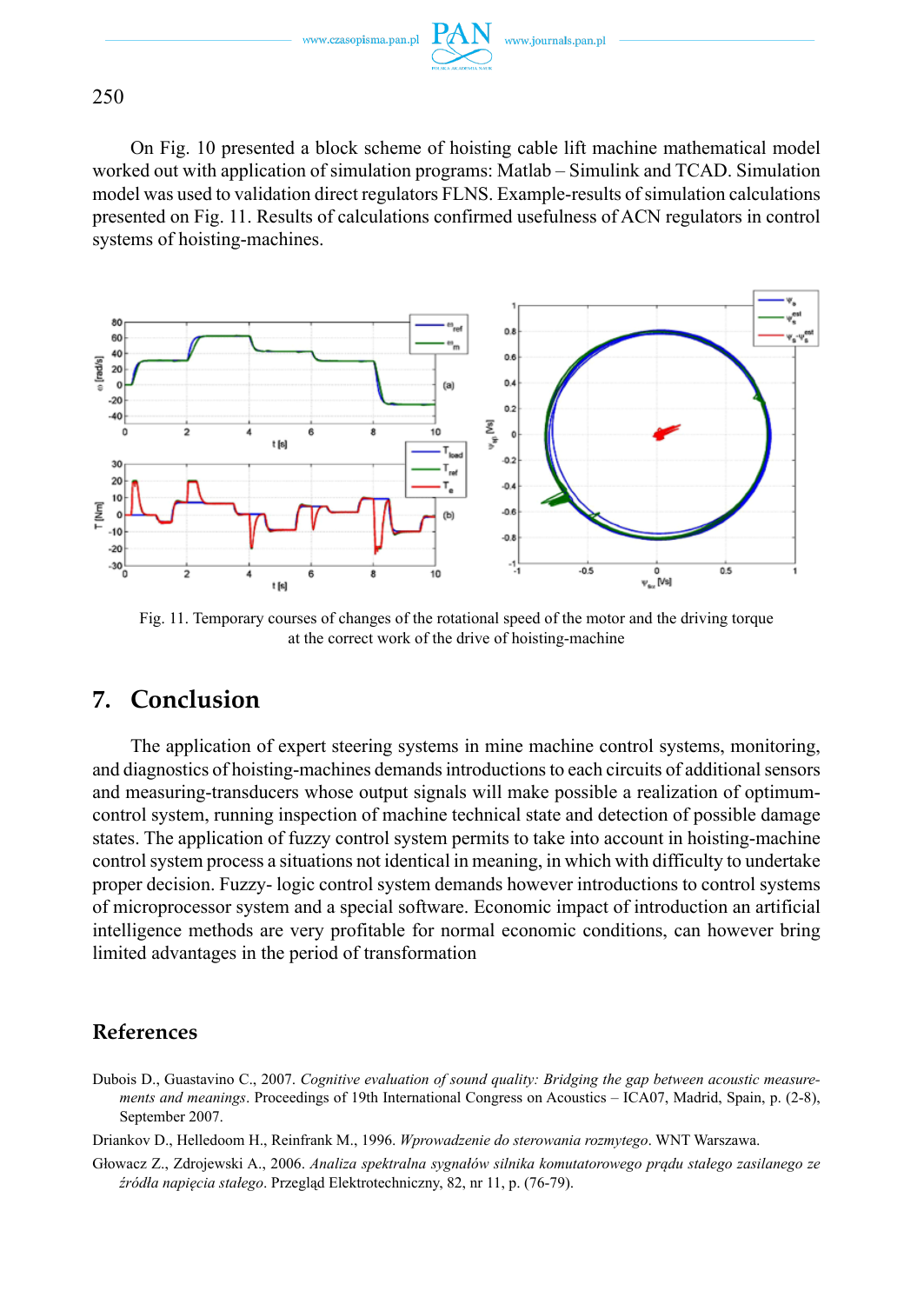On Fig. 10 presented a block scheme of hoisting cable lift machine mathematical model worked out with application of simulation programs: Matlab – Simulink and TCAD. Simulation model was used to validation direct regulators FLNS. Example-results of simulation calculations presented on Fig. 11. Results of calculations confirmed usefulness of ACN regulators in control systems of hoisting-machines.

Fig. 11. Temporary courses of changes of the rotational speed of the motor and the driving torque at the correct work of the drive of hoisting-machine

## 7. Conclusion

The application of expert steering systems in mine machine control systems, monitoring, and diagnostics of hoisting-machines demands introductions to each circuits of additional sensors and measuring-transducers whose output signals will make possible a realization of optimum-control system, running inspection of machine technical state and detection of possible damage states. The application of fuzzy control system permits to take into account in hoisting-machine control system process a situations not identical in meaning, in which with difficulty to undertake proper decision. Fuzzy- logic control system demands however introductions to control systems of microprocessor system and a special software. Economic impact of introduction an artificial intelligence methods are very profitable for normal economic conditions, can however bring limited advantages in the period of transformation

## References

Dubois D., Guastavino C., 2007. *Cognitive evaluation of sound quality: Bridging the gap between acoustic measurements and meanings*. Proceedings of 19th International Congress on Acoustics – ICA07, Madrid, Spain, p. (2-8), September 2007.

Driankov D., Helledoom H., Reinfrank M., 1996. *Wprowadzenie do sterowania rozmytego*. WNT Warszawa.

Głowacz Z., Zdrojewski A., 2006. *Analiza spektralna sygnałów silnika komutatorowego prądu stałego zasilanego ze źródła napięcia stałego*. Przegląd Elektrotechniczny, 82, nr 11, p. (76-79).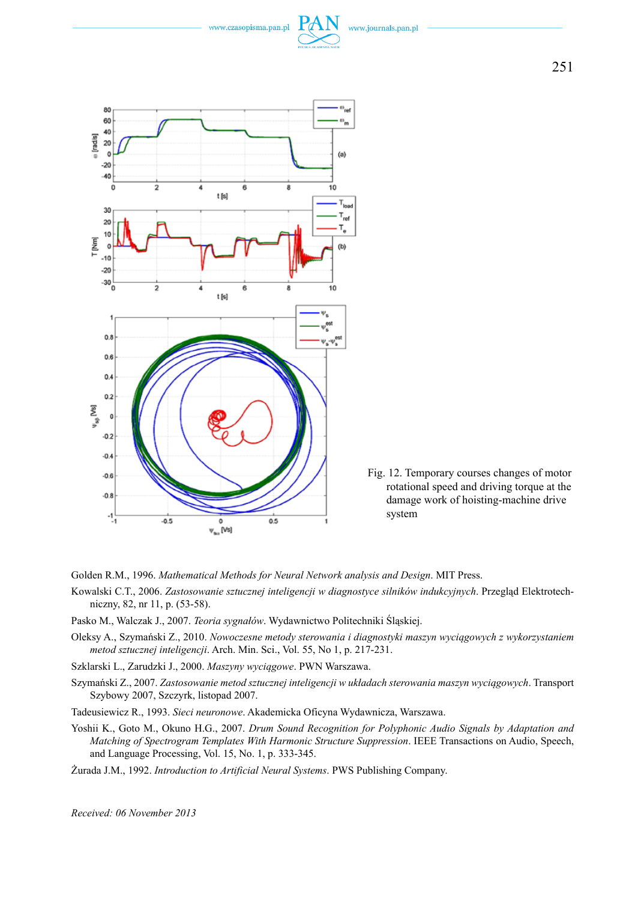(a)

ω [rad/s]

80
60
40
20
0
-20
-40

0 2 4 6 8 10

t [s]

$\omega_{ref}$
$\omega_m$

(b)

T [Nm]

30
20
10
0
-10
-20
-30

0 2 4 6 8 10

t [s]

$T_{load}$
$T_{ref}$
$T_e$

$\psi_{s\beta}$ [Vs]

1
0.8
0.6
0.4
0.2
0
-0.2
-0.4
-0.6
-0.8
-1

-1 -0.5 0 0.5 1

$\psi_{s\alpha}$ [Vs]

$\psi_s$
$\psi_s^{est}$
$\psi_s - \psi_s^{est}$

Fig. 12. Temporary courses changes of motor rotational speed and driving torque at the damage work of hoisting-machine drive system

Golden R.M., 1996. *Mathematical Methods for Neural Network analysis and Design*. MIT Press.

Kowalski C.T., 2006. *Zastosowanie sztucznej inteligencji w diagnostyce silników indukcyjnych*. Przegląd Elektrotechniczny, 82, nr 11, p. (53-58).

Pasko M., Walczak J., 2007. *Teoria sygnałów*. Wydawnictwo Politechniki Śląskiej.

Oleksy A., Szymański Z., 2010. *Nowoczesne metody sterowania i diagnostyki maszyn wyciągowych z wykorzystaniem metod sztucznej inteligencji*. Arch. Min. Sci., Vol. 55, No 1, p. 217-231.

Szklarski L., Zarudzki J., 2000. *Maszyny wyciągowe*. PWN Warszawa.

Szymański Z., 2007. *Zastosowanie metod sztucznej inteligencji w układach sterowania maszyn wyciągowych*. Transport Szybowy 2007, Szczyrk, listopad 2007.

Tadeusiewicz R., 1993. *Sieci neuronowe*. Akademicka Oficyna Wydawnicza, Warszawa.

Yoshii K., Goto M., Okuno H.G., 2007. *Drum Sound Recognition for Polyphonic Audio Signals by Adaptation and Matching of Spectrogram Templates With Harmonic Structure Suppression*. IEEE Transactions on Audio, Speech, and Language Processing, Vol. 15, No. 1, p. 333-345.

Żurada J.M., 1992. *Introduction to Artificial Neural Systems*. PWS Publishing Company.

*Received: 06 November 2013*